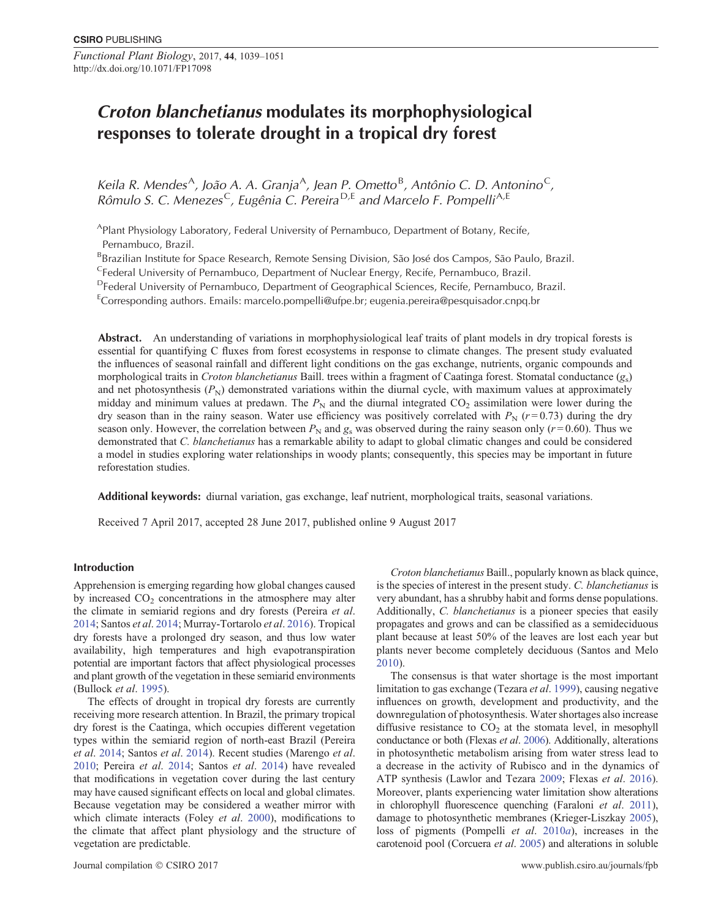# *Croton blanchetianus* modulates its morphophysiological responses to tolerate drought in a tropical dry forest

*Keila R. Mendes*[A], *João A. A. Granja*[A], *Jean P. Ometto*[B], *Antônio C. D. Antonino*[C], *Rômulo S. C. Menezes*[C], *Eugênia C. Pereira*[D,E] and *Marcelo F. Pompelli*[A,E]

[A]Plant Physiology Laboratory, Federal University of Pernambuco, Department of Botany, Recife, Pernambuco, Brazil.

[B]Brazilian Institute for Space Research, Remote Sensing Division, São José dos Campos, São Paulo, Brazil.

[C]Federal University of Pernambuco, Department of Nuclear Energy, Recife, Pernambuco, Brazil.

[D]Federal University of Pernambuco, Department of Geographical Sciences, Recife, Pernambuco, Brazil.

[E]Corresponding authors. Emails: marcelo.pompelli@ufpe.br; eugenia.pereira@pesquisador.cnpq.br

**Abstract.** An understanding of variations in morphophysiological leaf traits of plant models in dry tropical forests is essential for quantifying C fluxes from forest ecosystems in response to climate changes. The present study evaluated the influences of seasonal rainfall and different light conditions on the gas exchange, nutrients, organic compounds and morphological traits in *Croton blanchetianus* Baill. trees within a fragment of Caatinga forest. Stomatal conductance ($g_s$) and net photosynthesis ($P_N$) demonstrated variations within the diurnal cycle, with maximum values at approximately midday and minimum values at predawn. The $P_N$ and the diurnal integrated $CO_2$ assimilation were lower during the dry season than in the rainy season. Water use efficiency was positively correlated with $P_N$ ($r = 0.73$) during the dry season only. However, the correlation between $P_N$ and $g_s$ was observed during the rainy season only ($r = 0.60$). Thus we demonstrated that *C. blanchetianus* has a remarkable ability to adapt to global climatic changes and could be considered a model in studies exploring water relationships in woody plants; consequently, this species may be important in future reforestation studies.

**Additional keywords:** diurnal variation, gas exchange, leaf nutrient, morphological traits, seasonal variations.

Received 7 April 2017, accepted 28 June 2017, published online 9 August 2017

## Introduction

Apprehension is emerging regarding how global changes caused by increased $CO_2$ concentrations in the atmosphere may alter the climate in semiarid regions and dry forests (Pereira *et al*. 2014; Santos *et al*. 2014; Murray-Tortarolo *et al*. 2016). Tropical dry forests have a prolonged dry season, and thus low water availability, high temperatures and high evapotranspiration potential are important factors that affect physiological processes and plant growth of the vegetation in these semiarid environments (Bullock *et al*. 1995).

The effects of drought in tropical dry forests are currently receiving more research attention. In Brazil, the primary tropical dry forest is the Caatinga, which occupies different vegetation types within the semiarid region of north-east Brazil (Pereira *et al*. 2014; Santos *et al*. 2014). Recent studies (Marengo *et al*. 2010; Pereira *et al*. 2014; Santos *et al*. 2014) have revealed that modifications in vegetation cover during the last century may have caused significant effects on local and global climates. Because vegetation may be considered a weather mirror with which climate interacts (Foley *et al*. 2000), modifications to the climate that affect plant physiology and the structure of vegetation are predictable.

*Croton blanchetianus* Baill., popularly known as black quince, is the species of interest in the present study. *C. blanchetianus* is very abundant, has a shrubby habit and forms dense populations. Additionally, *C. blanchetianus* is a pioneer species that easily propagates and grows and can be classified as a semideciduous plant because at least 50% of the leaves are lost each year but plants never become completely deciduous (Santos and Melo 2010).

The consensus is that water shortage is the most important limitation to gas exchange (Tezara *et al*. 1999), causing negative influences on growth, development and productivity, and the downregulation of photosynthesis. Water shortages also increase diffusive resistance to $CO_2$ at the stomata level, in mesophyll conductance or both (Flexas *et al*. 2006). Additionally, alterations in photosynthetic metabolism arising from water stress lead to a decrease in the activity of Rubisco and in the dynamics of ATP synthesis (Lawlor and Tezara 2009; Flexas *et al*. 2016). Moreover, plants experiencing water limitation show alterations in chlorophyll fluorescence quenching (Faraloni *et al*. 2011), damage to photosynthetic membranes (Krieger-Liszkay 2005), loss of pigments (Pompelli *et al*. 2010*a*), increases in the carotenoid pool (Corcuera *et al*. 2005) and alterations in soluble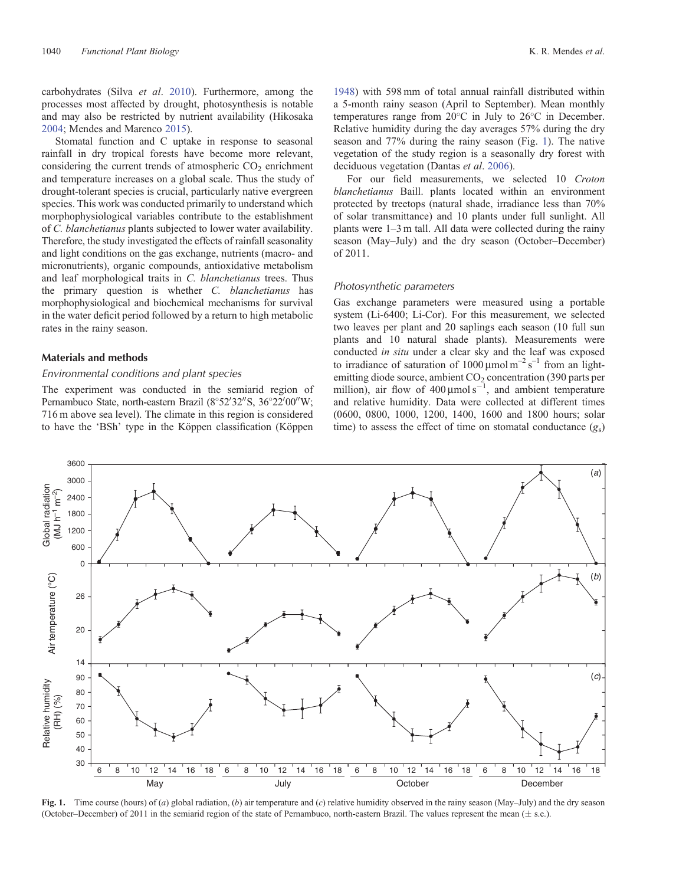carbohydrates (Silva *et al*. 2010). Furthermore, among the processes most affected by drought, photosynthesis is notable and may also be restricted by nutrient availability (Hikosaka 2004; Mendes and Marenco 2015).

Stomatal function and C uptake in response to seasonal rainfall in dry tropical forests have become more relevant, considering the current trends of atmospheric $CO_2$ enrichment and temperature increases on a global scale. Thus the study of drought-tolerant species is crucial, particularly native evergreen species. This work was conducted primarily to understand which morphophysiological variables contribute to the establishment of *C. blanchetianus* plants subjected to lower water availability. Therefore, the study investigated the effects of rainfall seasonality and light conditions on the gas exchange, nutrients (macro- and micronutrients), organic compounds, antioxidative metabolism and leaf morphological traits in *C. blanchetianus* trees. Thus the primary question is whether *C. blanchetianus* has morphophysiological and biochemical mechanisms for survival in the water deficit period followed by a return to high metabolic rates in the rainy season.

## Materials and methods

### *Environmental conditions and plant species*

The experiment was conducted in the semiarid region of Pernambuco State, north-eastern Brazil (8°52′32″S, 36°22′00″W; 716 m above sea level). The climate in this region is considered to have the 'BSh' type in the Köppen classification (Köppen 1948) with 598 mm of total annual rainfall distributed within a 5-month rainy season (April to September). Mean monthly temperatures range from 20°C in July to 26°C in December. Relative humidity during the day averages 57% during the dry season and 77% during the rainy season (Fig. 1). The native vegetation of the study region is a seasonally dry forest with deciduous vegetation (Dantas *et al*. 2006).

For our field measurements, we selected 10 *Croton blanchetianus* Baill. plants located within an environment protected by treetops (natural shade, irradiance less than 70% of solar transmittance) and 10 plants under full sunlight. All plants were 1–3 m tall. All data were collected during the rainy season (May–July) and the dry season (October–December) of 2011.

### *Photosynthetic parameters*

Gas exchange parameters were measured using a portable system (Li-6400; Li-Cor). For this measurement, we selected two leaves per plant and 20 saplings each season (10 full sun plants and 10 natural shade plants). Measurements were conducted *in situ* under a clear sky and the leaf was exposed to irradiance of saturation of 1000 $\mu mol\ m^{-2}\ s^{-1}$ from a light-emitting diode source, ambient $CO_2$ concentration (390 parts per million), air flow of 400 $\mu mol\ s^{-1}$, and ambient temperature and relative humidity. Data were collected at different times (0600, 0800, 1000, 1200, 1400, 1600 and 1800 hours; solar time) to assess the effect of time on stomatal conductance ($g_s$)

**Fig. 1.** Time course (hours) of (*a*) global radiation, (*b*) air temperature and (*c*) relative humidity observed in the rainy season (May–July) and the dry season (October–December) of 2011 in the semiarid region of the state of Pernambuco, north-eastern Brazil. The values represent the mean (± s.e.).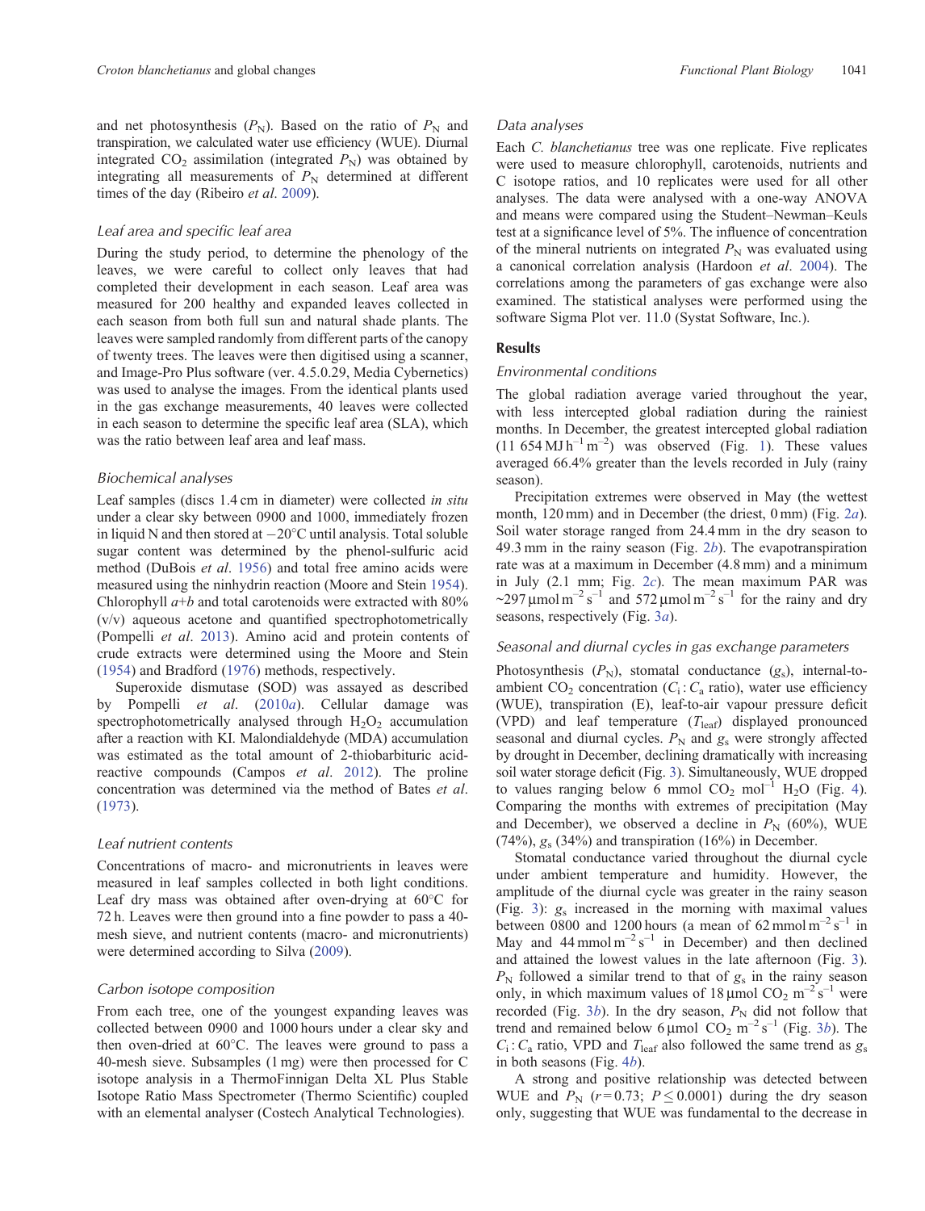and net photosynthesis ($P_N$). Based on the ratio of $P_N$ and transpiration, we calculated water use efficiency (WUE). Diurnal integrated $CO_2$ assimilation (integrated $P_N$) was obtained by integrating all measurements of $P_N$ determined at different times of the day (Ribeiro *et al*. 2009).

### Leaf area and specific leaf area

During the study period, to determine the phenology of the leaves, we were careful to collect only leaves that had completed their development in each season. Leaf area was measured for 200 healthy and expanded leaves collected in each season from both full sun and natural shade plants. The leaves were sampled randomly from different parts of the canopy of twenty trees. The leaves were then digitised using a scanner, and Image-Pro Plus software (ver. 4.5.0.29, Media Cybernetics) was used to analyse the images. From the identical plants used in the gas exchange measurements, 40 leaves were collected in each season to determine the specific leaf area (SLA), which was the ratio between leaf area and leaf mass.

### Biochemical analyses

Leaf samples (discs 1.4 cm in diameter) were collected *in situ* under a clear sky between 0900 and 1000, immediately frozen in liquid N and then stored at −20°C until analysis. Total soluble sugar content was determined by the phenol-sulfuric acid method (DuBois *et al*. 1956) and total free amino acids were measured using the ninhydrin reaction (Moore and Stein 1954). Chlorophyll *a*+*b* and total carotenoids were extracted with 80% (v/v) aqueous acetone and quantified spectrophotometrically (Pompelli *et al*. 2013). Amino acid and protein contents of crude extracts were determined using the Moore and Stein (1954) and Bradford (1976) methods, respectively.

Superoxide dismutase (SOD) was assayed as described by Pompelli *et al*. (2010*a*). Cellular damage was spectrophotometrically analysed through $H_2O_2$ accumulation after a reaction with KI. Malondialdehyde (MDA) accumulation was estimated as the total amount of 2-thiobarbituric acid-reactive compounds (Campos *et al*. 2012). The proline concentration was determined via the method of Bates *et al*. (1973).

### Leaf nutrient contents

Concentrations of macro- and micronutrients in leaves were measured in leaf samples collected in both light conditions. Leaf dry mass was obtained after oven-drying at 60°C for 72 h. Leaves were then ground into a fine powder to pass a 40-mesh sieve, and nutrient contents (macro- and micronutrients) were determined according to Silva (2009).

### Carbon isotope composition

From each tree, one of the youngest expanding leaves was collected between 0900 and 1000 hours under a clear sky and then oven-dried at 60°C. The leaves were ground to pass a 40-mesh sieve. Subsamples (1 mg) were then processed for C isotope analysis in a ThermoFinnigan Delta XL Plus Stable Isotope Ratio Mass Spectrometer (Thermo Scientific) coupled with an elemental analyser (Costech Analytical Technologies).

### Data analyses

Each *C. blanchetianus* tree was one replicate. Five replicates were used to measure chlorophyll, carotenoids, nutrients and C isotope ratios, and 10 replicates were used for all other analyses. The data were analysed with a one-way ANOVA and means were compared using the Student–Newman–Keuls test at a significance level of 5%. The influence of concentration of the mineral nutrients on integrated $P_N$ was evaluated using a canonical correlation analysis (Hardoon *et al*. 2004). The correlations among the parameters of gas exchange were also examined. The statistical analyses were performed using the software Sigma Plot ver. 11.0 (Systat Software, Inc.).

## Results

### Environmental conditions

The global radiation average varied throughout the year, with less intercepted global radiation during the rainiest months. In December, the greatest intercepted global radiation (11 654 MJ $h^{-1}$ $m^{-2}$) was observed (Fig. 1). These values averaged 66.4% greater than the levels recorded in July (rainy season).

Precipitation extremes were observed in May (the wettest month, 120 mm) and in December (the driest, 0 mm) (Fig. 2*a*). Soil water storage ranged from 24.4 mm in the dry season to 49.3 mm in the rainy season (Fig. 2*b*). The evapotranspiration rate was at a maximum in December (4.8 mm) and a minimum in July (2.1 mm; Fig. 2*c*). The mean maximum PAR was ~297 µmol $m^{-2}$ $s^{-1}$ and 572 µmol $m^{-2}$ $s^{-1}$ for the rainy and dry seasons, respectively (Fig. 3*a*).

### Seasonal and diurnal cycles in gas exchange parameters

Photosynthesis ($P_N$), stomatal conductance ($g_s$), internal-to-ambient $CO_2$ concentration ($C_i : C_a$ ratio), water use efficiency (WUE), transpiration (E), leaf-to-air vapour pressure deficit (VPD) and leaf temperature ($T_{leaf}$) displayed pronounced seasonal and diurnal cycles. $P_N$ and $g_s$ were strongly affected by drought in December, declining dramatically with increasing soil water storage deficit (Fig. 3). Simultaneously, WUE dropped to values ranging below 6 mmol $CO_2$ $mol^{-1}$ $H_2O$ (Fig. 4). Comparing the months with extremes of precipitation (May and December), we observed a decline in $P_N$ (60%), WUE (74%), $g_s$ (34%) and transpiration (16%) in December.

Stomatal conductance varied throughout the diurnal cycle under ambient temperature and humidity. However, the amplitude of the diurnal cycle was greater in the rainy season (Fig. 3): $g_s$ increased in the morning with maximal values between 0800 and 1200 hours (a mean of 62 mmol $m^{-2}$ $s^{-1}$ in May and 44 mmol $m^{-2}$ $s^{-1}$ in December) and then declined and attained the lowest values in the late afternoon (Fig. 3). $P_N$ followed a similar trend to that of $g_s$ in the rainy season only, in which maximum values of 18 µmol $CO_2$ $m^{-2}$ $s^{-1}$ were recorded (Fig. 3*b*). In the dry season, $P_N$ did not follow that trend and remained below 6 µmol $CO_2$ $m^{-2}$ $s^{-1}$ (Fig. 3*b*). The $C_i : C_a$ ratio, VPD and $T_{leaf}$ also followed the same trend as $g_s$ in both seasons (Fig. 4*b*).

A strong and positive relationship was detected between WUE and $P_N$ ($r = 0.73$; $P \leq 0.0001$) during the dry season only, suggesting that WUE was fundamental to the decrease in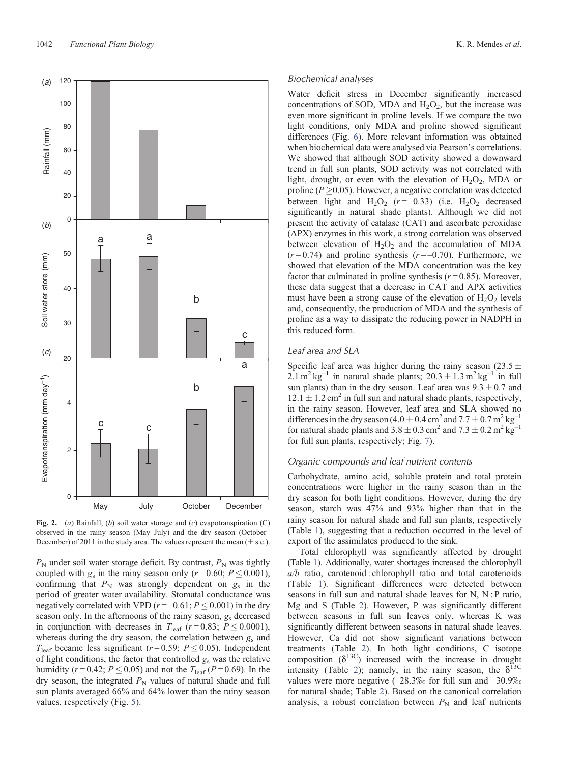**Fig. 2.** (*a*) Rainfall, (*b*) soil water storage and (*c*) evapotranspiration (C) observed in the rainy season (May–July) and the dry season (October–December) of 2011 in the study area. The values represent the mean (± s.e.).

$P_N$ under soil water storage deficit. By contrast, $P_N$ was tightly coupled with $g_s$ in the rainy season only ($r = 0.60$; $P \leq 0.001$), confirming that $P_N$ was strongly dependent on $g_s$ in the period of greater water availability. Stomatal conductance was negatively correlated with VPD ($r = -0.61$; $P \leq 0.001$) in the dry season only. In the afternoons of the rainy season, $g_s$ decreased in conjunction with decreases in $T_{leaf}$ ($r = 0.83$; $P \leq 0.0001$), whereas during the dry season, the correlation between $g_s$ and $T_{leaf}$ became less significant ($r = 0.59$; $P \leq 0.05$). Independent of light conditions, the factor that controlled $g_s$ was the relative humidity ($r = 0.42$; $P \leq 0.05$) and not the $T_{leaf}$ ($P = 0.69$). In the dry season, the integrated $P_N$ values of natural shade and full sun plants averaged 66% and 64% lower than the rainy season values, respectively (Fig. 5).

### *Biochemical analyses*

Water deficit stress in December significantly increased concentrations of SOD, MDA and $H_2O_2$, but the increase was even more significant in proline levels. If we compare the two light conditions, only MDA and proline showed significant differences (Fig. 6). More relevant information was obtained when biochemical data were analysed via Pearson's correlations. We showed that although SOD activity showed a downward trend in full sun plants, SOD activity was not correlated with light, drought, or even with the elevation of $H_2O_2$, MDA or proline ($P \geq 0.05$). However, a negative correlation was detected between light and $H_2O_2$ ($r = -0.33$) (i.e. $H_2O_2$ decreased significantly in natural shade plants). Although we did not present the activity of catalase (CAT) and ascorbate peroxidase (APX) enzymes in this work, a strong correlation was observed between elevation of $H_2O_2$ and the accumulation of MDA ($r = 0.74$) and proline synthesis ($r = -0.70$). Furthermore, we showed that elevation of the MDA concentration was the key factor that culminated in proline synthesis ($r = 0.85$). Moreover, these data suggest that a decrease in CAT and APX activities must have been a strong cause of the elevation of $H_2O_2$ levels and, consequently, the production of MDA and the synthesis of proline as a way to dissipate the reducing power in NADPH in this reduced form.

### *Leaf area and SLA*

Specific leaf area was higher during the rainy season ($23.5 \pm 2.1\ m^2\ kg^{-1}$ in natural shade plants; $20.3 \pm 1.3\ m^2\ kg^{-1}$ in full sun plants) than in the dry season. Leaf area was $9.3 \pm 0.7$ and $12.1 \pm 1.2\ cm^2$ in full sun and natural shade plants, respectively, in the rainy season. However, leaf area and SLA showed no differences in the dry season ($4.0 \pm 0.4\ cm^2$ and $7.7 \pm 0.7\ m^2\ kg^{-1}$ for natural shade plants and $3.8 \pm 0.3\ cm^2$ and $7.3 \pm 0.2\ m^2\ kg^{-1}$ for full sun plants, respectively; Fig. 7).

### *Organic compounds and leaf nutrient contents*

Carbohydrate, amino acid, soluble protein and total protein concentrations were higher in the rainy season than in the dry season for both light conditions. However, during the dry season, starch was 47% and 93% higher than that in the rainy season for natural shade and full sun plants, respectively (Table 1), suggesting that a reduction occurred in the level of export of the assimilates produced to the sink.

Total chlorophyll was significantly affected by drought (Table 1). Additionally, water shortages increased the chlorophyll *a*/*b* ratio, carotenoid : chlorophyll ratio and total carotenoids (Table 1). Significant differences were detected between seasons in full sun and natural shade leaves for N, N : P ratio, Mg and S (Table 2). However, P was significantly different between seasons in full sun leaves only, whereas K was significantly different between seasons in natural shade leaves. However, Ca did not show significant variations between treatments (Table 2). In both light conditions, C isotope composition ($\delta^{13C}$) increased with the increase in drought intensity (Table 2); namely, in the rainy season, the $\delta^{13C}$ values were more negative (–28.3‰ for full sun and –30.9‰ for natural shade; Table 2). Based on the canonical correlation analysis, a robust correlation between $P_N$ and leaf nutrients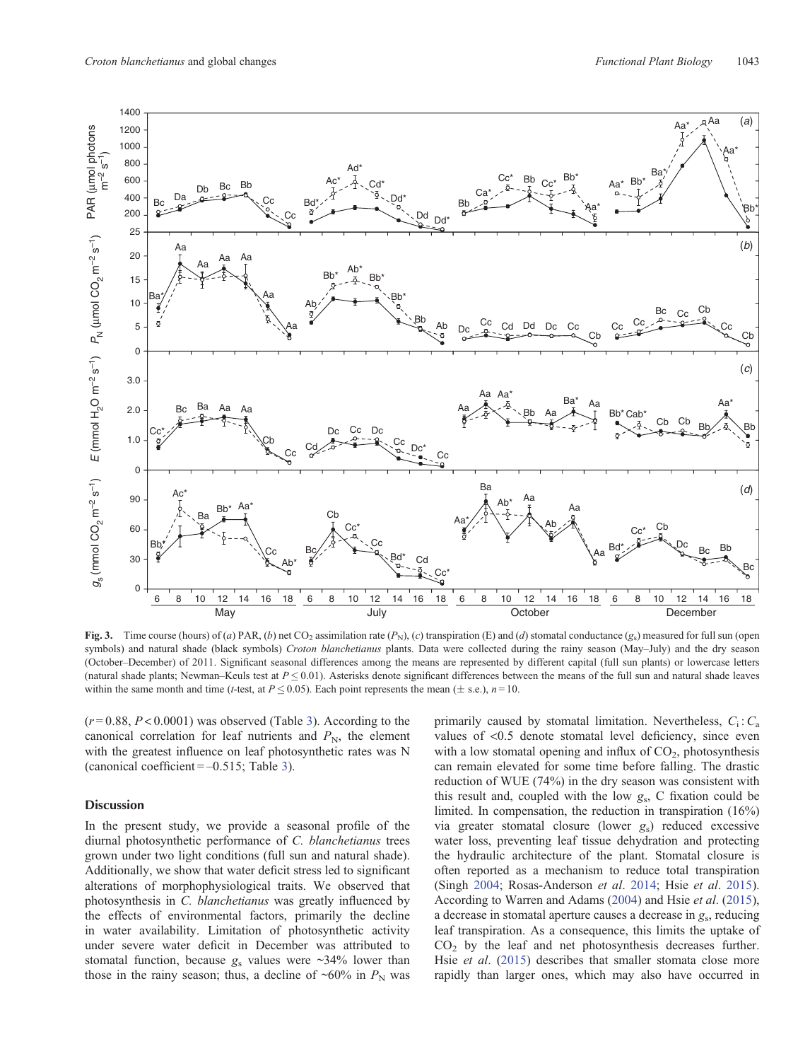**Fig. 3.** Time course (hours) of (*a*) PAR, (*b*) net $CO_2$ assimilation rate ($P_N$), (*c*) transpiration (E) and (*d*) stomatal conductance ($g_s$) measured for full sun (open symbols) and natural shade (black symbols) *Croton blanchetianus* plants. Data were collected during the rainy season (May–July) and the dry season (October–December) of 2011. Significant seasonal differences among the means are represented by different capital (full sun plants) or lowercase letters (natural shade plants; Newman–Keuls test at $P \leq 0.01$). Asterisks denote significant differences between the means of the full sun and natural shade leaves within the same month and time (*t*-test, at $P \leq 0.05$). Each point represents the mean (± s.e.), $n = 10$.

($r = 0.88$, $P < 0.0001$) was observed (Table 3). According to the canonical correlation for leaf nutrients and $P_N$, the element with the greatest influence on leaf photosynthetic rates was N (canonical coefficient = –0.515; Table 3).

## Discussion

In the present study, we provide a seasonal profile of the diurnal photosynthetic performance of *C. blanchetianus* trees grown under two light conditions (full sun and natural shade). Additionally, we show that water deficit stress led to significant alterations of morphophysiological traits. We observed that photosynthesis in *C. blanchetianus* was greatly influenced by the effects of environmental factors, primarily the decline in water availability. Limitation of photosynthetic activity under severe water deficit in December was attributed to stomatal function, because $g_s$ values were ~34% lower than those in the rainy season; thus, a decline of ~60% in $P_N$ was primarily caused by stomatal limitation. Nevertheless, $C_i : C_a$ values of <0.5 denote stomatal level deficiency, since even with a low stomatal opening and influx of $CO_2$, photosynthesis can remain elevated for some time before falling. The drastic reduction of WUE (74%) in the dry season was consistent with this result and, coupled with the low $g_s$, C fixation could be limited. In compensation, the reduction in transpiration (16%) via greater stomatal closure (lower $g_s$) reduced excessive water loss, preventing leaf tissue dehydration and protecting the hydraulic architecture of the plant. Stomatal closure is often reported as a mechanism to reduce total transpiration (Singh 2004; Rosas-Anderson *et al*. 2014; Hsie *et al*. 2015). According to Warren and Adams (2004) and Hsie *et al*. (2015), a decrease in stomatal aperture causes a decrease in $g_s$, reducing leaf transpiration. As a consequence, this limits the uptake of $CO_2$ by the leaf and net photosynthesis decreases further. Hsie *et al*. (2015) describes that smaller stomata close more rapidly than larger ones, which may also have occurred in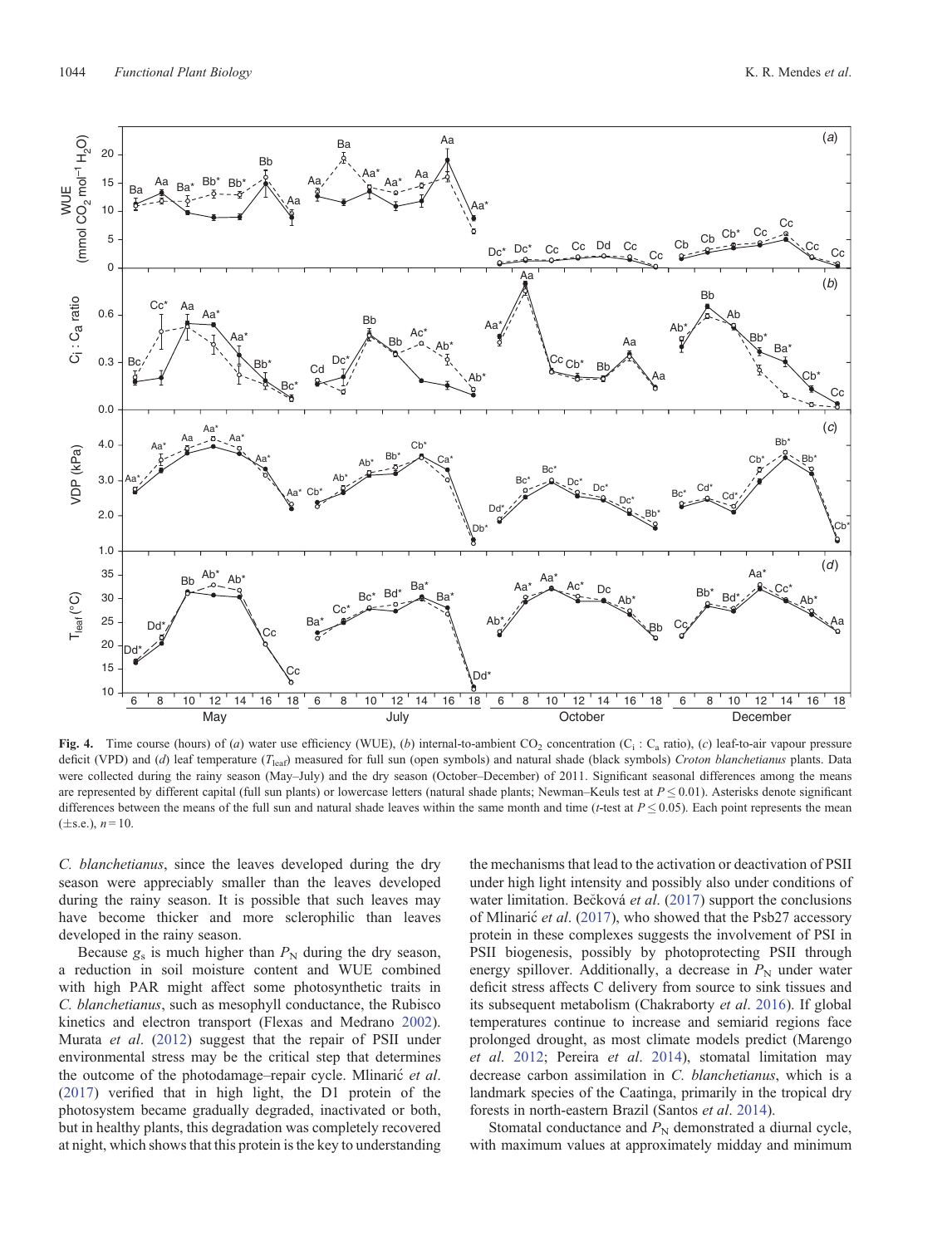**Fig. 4.** Time course (hours) of (*a*) water use efficiency (WUE), (*b*) internal-to-ambient $CO_2$ concentration ($C_i$ : $C_a$ ratio), (*c*) leaf-to-air vapour pressure deficit (VPD) and (*d*) leaf temperature ($T_{leaf}$) measured for full sun (open symbols) and natural shade (black symbols) *Croton blanchetianus* plants. Data were collected during the rainy season (May–July) and the dry season (October–December) of 2011. Significant seasonal differences among the means are represented by different capital (full sun plants) or lowercase letters (natural shade plants; Newman–Keuls test at $P \leq 0.01$). Asterisks denote significant differences between the means of the full sun and natural shade leaves within the same month and time (*t*-test at $P \leq 0.05$). Each point represents the mean (±s.e.), $n = 10$.

*C. blanchetianus*, since the leaves developed during the dry season were appreciably smaller than the leaves developed during the rainy season. It is possible that such leaves may have become thicker and more sclerophilic than leaves developed in the rainy season.

Because $g_s$ is much higher than $P_N$ during the dry season, a reduction in soil moisture content and WUE combined with high PAR might affect some photosynthetic traits in *C. blanchetianus*, such as mesophyll conductance, the Rubisco kinetics and electron transport (Flexas and Medrano 2002). Murata *et al*. (2012) suggest that the repair of PSII under environmental stress may be the critical step that determines the outcome of the photodamage–repair cycle. Mlinarić *et al*. (2017) verified that in high light, the D1 protein of the photosystem became gradually degraded, inactivated or both, but in healthy plants, this degradation was completely recovered at night, which shows that this protein is the key to understanding the mechanisms that lead to the activation or deactivation of PSII under high light intensity and possibly also under conditions of water limitation. Bečková *et al*. (2017) support the conclusions of Mlinarić *et al*. (2017), who showed that the Psb27 accessory protein in these complexes suggests the involvement of PSI in PSII biogenesis, possibly by photoprotecting PSII through energy spillover. Additionally, a decrease in $P_N$ under water deficit stress affects C delivery from source to sink tissues and its subsequent metabolism (Chakraborty *et al*. 2016). If global temperatures continue to increase and semiarid regions face prolonged drought, as most climate models predict (Marengo *et al*. 2012; Pereira *et al*. 2014), stomatal limitation may decrease carbon assimilation in *C. blanchetianus*, which is a landmark species of the Caatinga, primarily in the tropical dry forests in north-eastern Brazil (Santos *et al*. 2014).

Stomatal conductance and $P_N$ demonstrated a diurnal cycle, with maximum values at approximately midday and minimum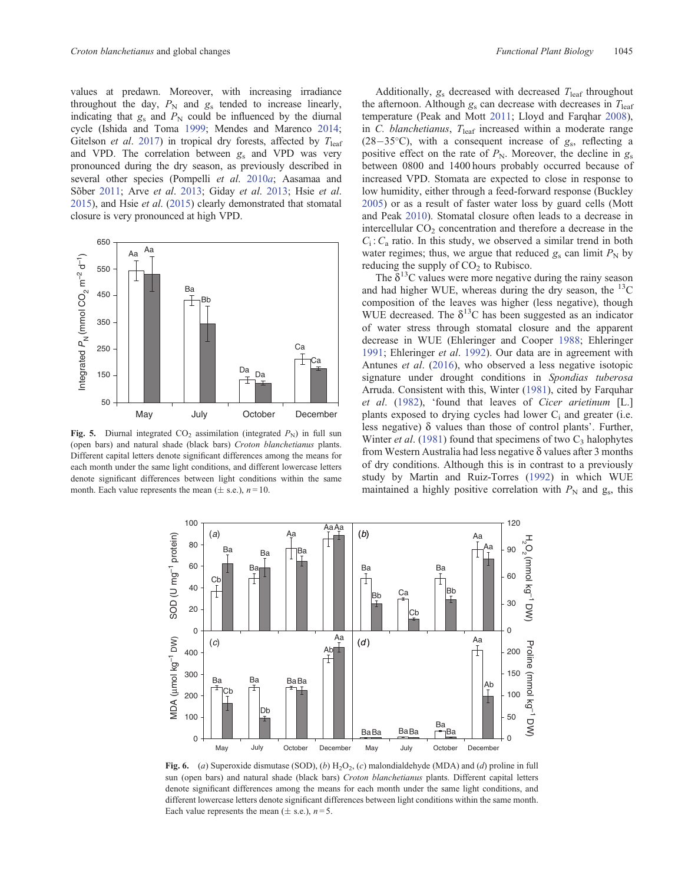values at predawn. Moreover, with increasing irradiance throughout the day, $P_N$ and $g_s$ tended to increase linearly, indicating that $g_s$ and $P_N$ could be influenced by the diurnal cycle (Ishida and Toma 1999; Mendes and Marenco 2014; Gitelson *et al*. 2017) in tropical dry forests, affected by $T_{leaf}$ and VPD. The correlation between $g_s$ and VPD was very pronounced during the dry season, as previously described in several other species (Pompelli *et al*. 2010*a*; Aasamaa and Sõber 2011; Arve *et al*. 2013; Giday *et al*. 2013; Hsie *et al*. 2015), and Hsie *et al*. (2015) clearly demonstrated that stomatal closure is very pronounced at high VPD.

**Fig. 5.** Diurnal integrated $CO_2$ assimilation (integrated $P_N$) in full sun (open bars) and natural shade (black bars) *Croton blanchetianus* plants. Different capital letters denote significant differences among the means for each month under the same light conditions, and different lowercase letters denote significant differences between light conditions within the same month. Each value represents the mean (± s.e.), $n = 10$.

Additionally, $g_s$ decreased with decreased $T_{leaf}$ throughout the afternoon. Although $g_s$ can decrease with decreases in $T_{leaf}$ temperature (Peak and Mott 2011; Lloyd and Farqhar 2008), in *C. blanchetianus*, $T_{leaf}$ increased within a moderate range (28–35°C), with a consequent increase of $g_s$, reflecting a positive effect on the rate of $P_N$. Moreover, the decline in $g_s$ between 0800 and 1400 hours probably occurred because of increased VPD. Stomata are expected to close in response to low humidity, either through a feed-forward response (Buckley 2005) or as a result of faster water loss by guard cells (Mott and Peak 2010). Stomatal closure often leads to a decrease in intercellular $CO_2$ concentration and therefore a decrease in the $C_i : C_a$ ratio. In this study, we observed a similar trend in both water regimes; thus, we argue that reduced $g_s$ can limit $P_N$ by reducing the supply of $CO_2$ to Rubisco.

The $\delta^{13}C$ values were more negative during the rainy season and had higher WUE, whereas during the dry season, the $^{13}C$ composition of the leaves was higher (less negative), though WUE decreased. The $\delta^{13}C$ has been suggested as an indicator of water stress through stomatal closure and the apparent decrease in WUE (Ehleringer and Cooper 1988; Ehleringer 1991; Ehleringer *et al*. 1992). Our data are in agreement with Antunes *et al*. (2016), who observed a less negative isotopic signature under drought conditions in *Spondias tuberosa* Arruda. Consistent with this, Winter (1981), cited by Farquhar *et al*. (1982), 'found that leaves of *Cicer arietinum* [L.] plants exposed to drying cycles had lower $C_i$ and greater (i.e. less negative) $\delta$ values than those of control plants'. Further, Winter *et al*. (1981) found that specimens of two $C_3$ halophytes from Western Australia had less negative $\delta$ values after 3 months of dry conditions. Although this is in contrast to a previously study by Martin and Ruiz-Torres (1992) in which WUE maintained a highly positive correlation with $P_N$ and $g_s$, this

**Fig. 6.** (*a*) Superoxide dismutase (SOD), (*b*) $H_2O_2$, (*c*) malondialdehyde (MDA) and (*d*) proline in full sun (open bars) and natural shade (black bars) *Croton blanchetianus* plants. Different capital letters denote significant differences among the means for each month under the same light conditions, and different lowercase letters denote significant differences between light conditions within the same month. Each value represents the mean (± s.e.), $n = 5$.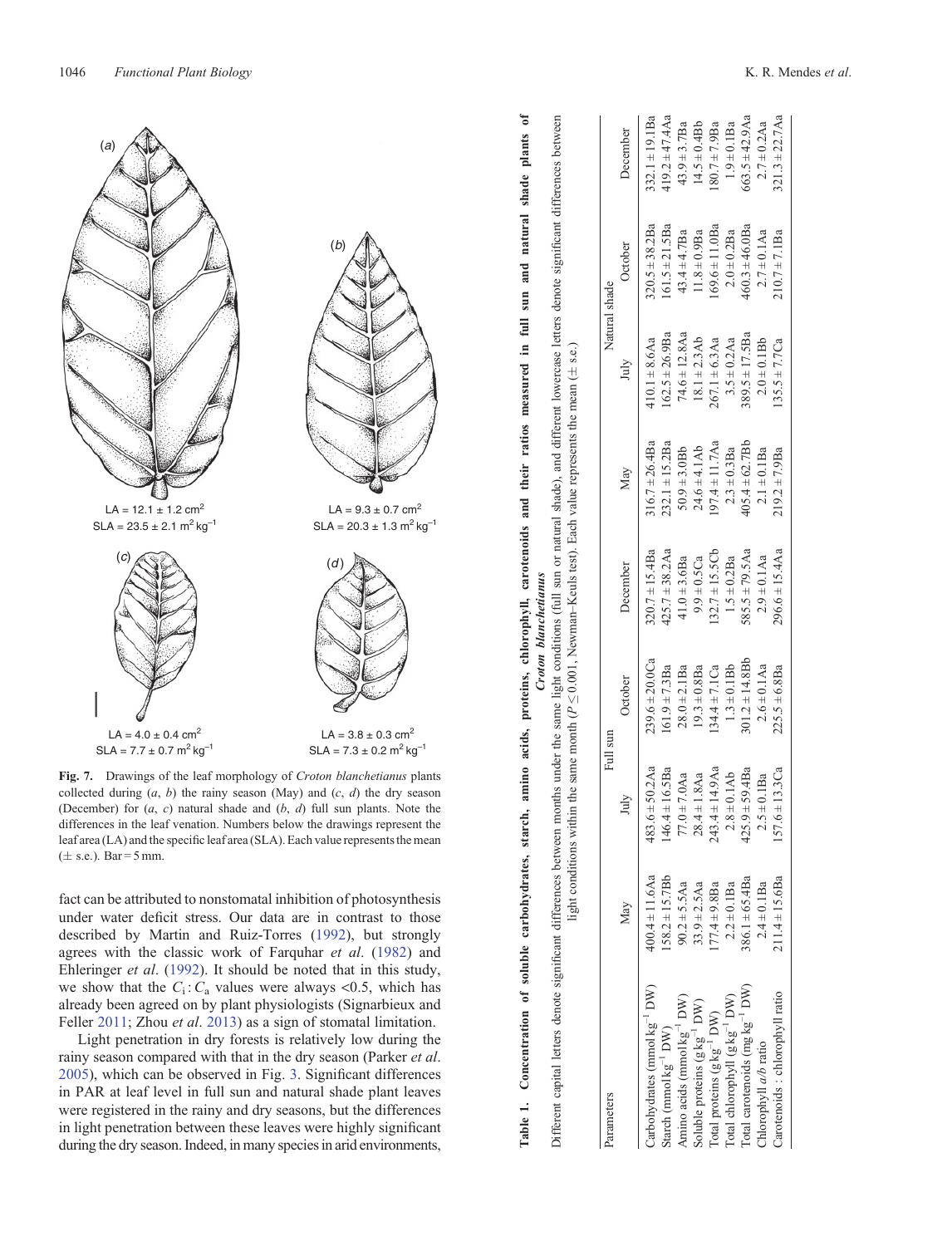LA = 12.1 ± 1.2 cm²
SLA = 23.5 ± 2.1 m² kg⁻¹

LA = 9.3 ± 0.7 cm²
SLA = 20.3 ± 1.3 m² kg⁻¹

LA = 4.0 ± 0.4 cm²
SLA = 7.7 ± 0.7 m² kg⁻¹

LA = 3.8 ± 0.3 cm²
SLA = 7.3 ± 0.2 m² kg⁻¹

**Fig. 7.** Drawings of the leaf morphology of *Croton blanchetianus* plants collected during (*a*, *b*) the rainy season (May) and (*c*, *d*) the dry season (December) for (*a*, *c*) natural shade and (*b*, *d*) full sun plants. Note the differences in the leaf venation. Numbers below the drawings represent the leaf area (LA) and the specific leaf area (SLA). Each value represents the mean (± s.e.). Bar = 5 mm.

fact can be attributed to nonstomatal inhibition of photosynthesis under water deficit stress. Our data are in contrast to those described by Martin and Ruiz-Torres (1992), but strongly agrees with the classic work of Farquhar *et al*. (1982) and Ehleringer *et al*. (1992). It should be noted that in this study, we show that the $C_i : C_a$ values were always <0.5, which has already been agreed on by plant physiologists (Signarbieux and Feller 2011; Zhou *et al*. 2013) as a sign of stomatal limitation.

Light penetration in dry forests is relatively low during the rainy season compared with that in the dry season (Parker *et al*. 2005), which can be observed in Fig. 3. Significant differences in PAR at leaf level in full sun and natural shade plant leaves were registered in the rainy and dry seasons, but the differences in light penetration between these leaves were highly significant during the dry season. Indeed, in many species in arid environments,

**Table 1. Concentration of soluble carbohydrates, starch, amino acids, proteins, chlorophyll, carotenoids and their ratios measured in full sun and natural shade plants of *Croton blanchetianus***

Different capital letters denote significant differences between months under the same light conditions (full sun or natural shade), and different lowercase letters denote significant differences between light conditions within the same month ($P \leq 0.001$, Newman–Keuls test). Each value represents the mean (± s.e.)

| Parameters | Full sun | | | | Natural shade | | | |
|---|---|---|---|---|---|---|---|---|
| | May | July | October | December | May | July | October | December |
| Carbohydrates (mmol kg⁻¹ DW) | 400.4 ± 11.6Aa | 483.6 ± 50.2Aa | 239.6 ± 20.0Ca | 320.7 ± 15.4Ba | 316.7 ± 26.4Ba | 410.1 ± 8.6Aa | 320.5 ± 38.2Ba | 332.1 ± 19.1Ba |
| Starch (mmol kg⁻¹ DW) | 158.2 ± 15.7Bb | 146.4 ± 16.5Ba | 161.9 ± 7.3Ba | 425.7 ± 38.2Aa | 232.1 ± 15.2Ba | 162.5 ± 26.9Ba | 161.5 ± 21.5Ba | 419.2 ± 47.4Aa |
| Amino acids (mmol kg⁻¹ DW) | 90.2 ± 5.5Aa | 77.0 ± 7.0Aa | 28.0 ± 2.1Ba | 41.0 ± 3.6Ba | 50.9 ± 3.0Bb | 74.6 ± 12.8Aa | 43.4 ± 4.7Ba | 43.9 ± 3.7Ba |
| Soluble proteins (g kg⁻¹ DW) | 33.9 ± 2.5Aa | 28.4 ± 1.8Aa | 19.3 ± 0.8Ba | 9.9 ± 0.5Ca | 24.6 ± 4.1Ab | 18.1 ± 2.3Ab | 11.8 ± 0.9Ba | 14.5 ± 0.4Bb |
| Total proteins (g kg⁻¹ DW) | 177.4 ± 9.8Ba | 243.4 ± 14.9Aa | 134.4 ± 7.1Ca | 132.7 ± 15.5Cb | 197.4 ± 11.7Aa | 267.1 ± 6.3Aa | 169.6 ± 11.0Ba | 180.7 ± 7.9Ba |
| Total chlorophyll (g kg⁻¹ DW) | 2.2 ± 0.1Ba | 2.8 ± 0.1Ab | 1.3 ± 0.1Bb | 1.5 ± 0.2Ba | 2.3 ± 0.3Ba | 3.5 ± 0.2Aa | 2.0 ± 0.2Ba | 1.9 ± 0.1Ba |
| Total carotenoids (mg kg⁻¹ DW) | 386.1 ± 65.4Ba | 425.9 ± 59.4Ba | 301.2 ± 14.8Bb | 585.5 ± 79.5Aa | 405.4 ± 62.7Bb | 389.5 ± 17.5Ba | 460.3 ± 46.0Ba | 663.5 ± 42.9Aa |
| Chlorophyll *a*/*b* ratio | 2.4 ± 0.1Ba | 2.5 ± 0.1Ba | 2.6 ± 0.1Aa | 2.9 ± 0.1Aa | 2.1 ± 0.1Ba | 2.0 ± 0.1Bb | 2.7 ± 0.1Aa | 2.7 ± 0.2Aa |
| Carotenoids : chlorophyll ratio | 211.4 ± 15.6Ba | 157.6 ± 13.3Ca | 225.5 ± 6.8Ba | 296.6 ± 15.4Aa | 219.2 ± 7.9Ba | 135.5 ± 7.7Ca | 210.7 ± 7.1Ba | 321.3 ± 22.7Aa |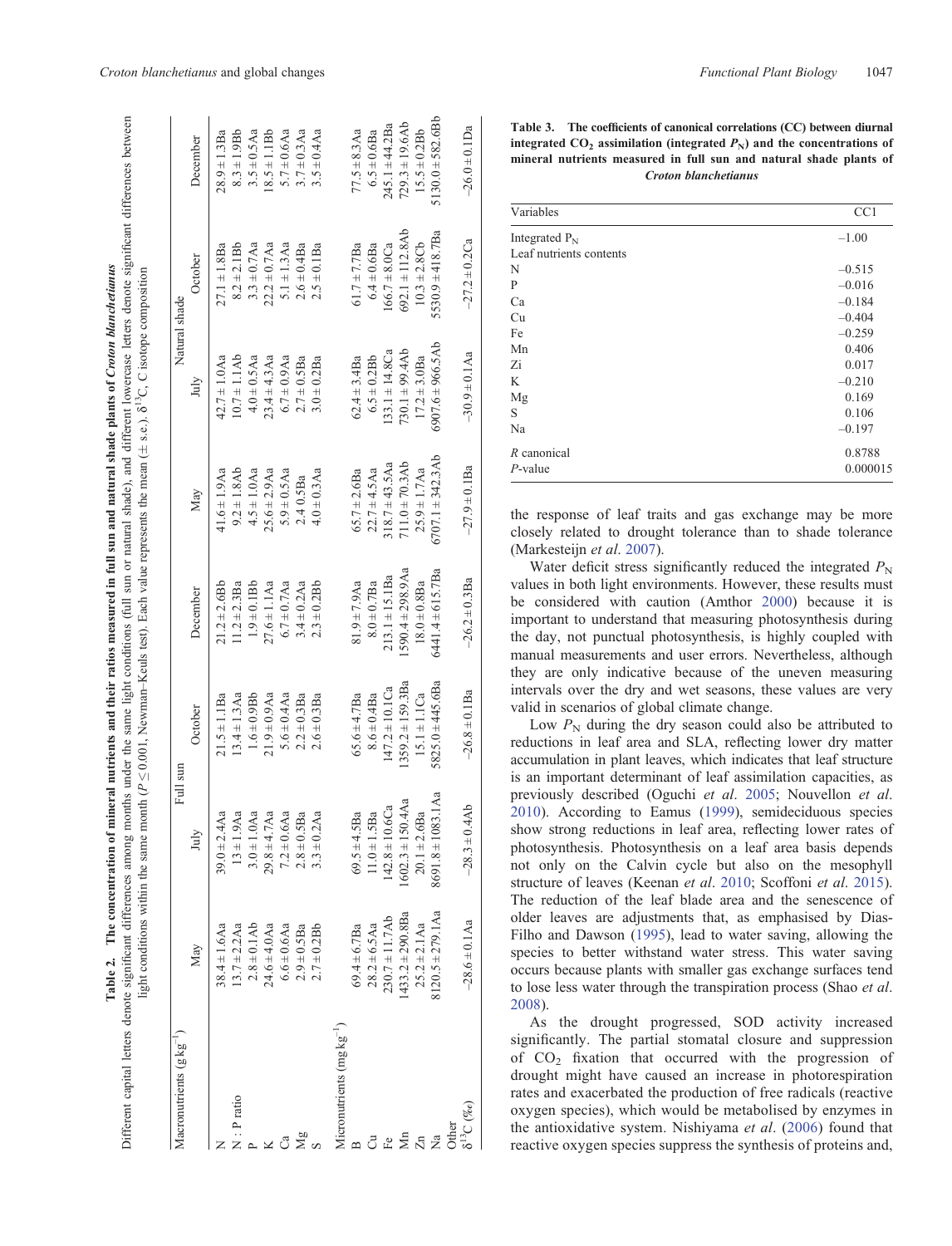**Table 2. The concentration of mineral nutrients and their ratios measured in full sun and natural shade plants of *Croton blanchetianus***

Different capital letters denote significant differences among months under the same light conditions (full sun or natural shade), and different lowercase letters denote significant differences between light conditions within the same month ($P \le 0.001$, Newman–Keuls test). Each value represents the mean (± s.e.). $\delta^{13}C$, C isotope composition

| | Full sun | | | | Natural shade | | | |
|---|---|---|---|---|---|---|---|---|
| | May | July | October | December | May | July | October | December |
| **Macronutrients ($g\ kg^{-1}$)** | | | | | | | | |
| N | 38.4 ± 1.6Aa | 39.0 ± 2.4Aa | 21.5 ± 1.1Ba | 21.2 ± 2.6Bb | 41.6 ± 1.9Aa | 42.7 ± 1.0Aa | 27.1 ± 1.8Ba | 28.9 ± 1.3Ba |
| N : P ratio | 13.7 ± 2.2Aa | 13 ± 1.9Aa | 13.4 ± 1.3Aa | 11.2 ± 2.3Ba | 9.2 ± 1.8Ab | 10.7 ± 1.1Ab | 8.2 ± 2.1Bb | 8.3 ± 1.9Bb |
| P | 2.8 ± 0.1Ab | 3.0 ± 1.0Aa | 1.6 ± 0.9Bb | 1.9 ± 0.1Bb | 4.5 ± 1.0Aa | 4.0 ± 0.5Aa | 3.3 ± 0.7Aa | 3.5 ± 0.5Aa |
| K | 24.6 ± 4.0Aa | 29.8 ± 4.7Aa | 21.9 ± 0.9Aa | 27.6 ± 1.1Aa | 25.6 ± 2.9Aa | 23.4 ± 4.3Aa | 22.2 ± 0.7Aa | 18.5 ± 1.1Bb |
| Ca | 6.6 ± 0.6Aa | 7.2 ± 0.6Aa | 5.6 ± 0.4Aa | 6.7 ± 0.7Aa | 5.9 ± 0.5Aa | 6.7 ± 0.9Aa | 5.1 ± 1.3Aa | 5.7 ± 0.6Aa |
| Mg | 2.9 ± 0.5Ba | 2.8 ± 0.5Ba | 2.2 ± 0.3Ba | 3.4 ± 0.2Aa | 2.4 0.5Ba | 2.7 ± 0.5Ba | 2.6 ± 0.4Ba | 3.7 ± 0.3Aa |
| S | 2.7 ± 0.2Bb | 3.3 ± 0.2Aa | 2.6 ± 0.3Ba | 2.3 ± 0.2Bb | 4.0 ± 0.3Aa | 3.0 ± 0.2Ba | 2.5 ± 0.1Ba | 3.5 ± 0.4Aa |
| **Micronutrients ($mg\ kg^{-1}$)** | | | | | | | | |
| B | 69.4 ± 6.7Ba | 69.5 ± 4.5Ba | 65.6 ± 4.7Ba | 81.9 ± 7.9Aa | 65.7 ± 2.6Ba | 62.4 ± 3.4Ba | 61.7 ± 7.7Ba | 77.5 ± 8.3Aa |
| Cu | 28.2 ± 6.5Aa | 11.0 ± 1.5Ba | 8.6 ± 0.4Ba | 8.0 ± 0.7Ba | 22.7 ± 4.5Aa | 6.5 ± 0.2Bb | 6.4 ± 0.6Ba | 6.5 ± 0.6Ba |
| Fe | 230.7 ± 11.7Ab | 142.8 ± 10.6Ca | 147.2 ± 10.1Ca | 213.1 ± 15.1Ba | 318.7 ± 43.5Aa | 133.1 ± 14.8Ca | 166.7 ± 8.0Ca | 245.1 ± 44.2Ba |
| Mn | 1433.2 ± 290.8Ba | 1602.3 ± 150.4Aa | 1359.2 ± 159.3Ba | 1590.4 ± 298.9Aa | 711.0 ± 70.3Ab | 730.1 ± 99.4Ab | 692.1 ± 112.8Ab | 729.3 ± 19.6Ab |
| Zn | 25.2 ± 2.1Aa | 20.1 ± 2.6Ba | 15.1 ± 1.1Ca | 18.0 ± 0.8Ba | 25.9 ± 1.7Aa | 17.2 ± 3.0Ba | 10.3 ± 2.8Cb | 15.5 ± 0.2Bb |
| Na | 8120.5 ± 279.1Aa | 8691.8 ± 1083.1Aa | 5825.0 ± 445.6Ba | 6441.4 ± 615.7Ba | 6707.1 ± 342.3Ab | 6907.6 ± 966.5Ab | 5530.9 ± 418.7Ba | 5130.0 ± 582.6Bb |
| **Other** | | | | | | | | |
| $\delta^{13}C$ (‰) | −28.6 ± 0.1Aa | −28.3 ± 0.4Ab | −26.8 ± 0.1Ba | −26.2 ± 0.3Ba | −27.9 ± 0.1Ba | −30.9 ± 0.1Aa | −27.2 ± 0.2Ca | −26.0 ± 0.1Da |

**Table 3. The coefficients of canonical correlations (CC) between diurnal integrated $CO_2$ assimilation (integrated $P_N$) and the concentrations of mineral nutrients measured in full sun and natural shade plants of *Croton blanchetianus***

| Variables | CC1 |
|---|---|
| Integrated $P_N$ | −1.00 |
| Leaf nutrients contents | |
| N | −0.515 |
| P | −0.016 |
| Ca | −0.184 |
| Cu | −0.404 |
| Fe | −0.259 |
| Mn | 0.406 |
| Zi | 0.017 |
| K | −0.210 |
| Mg | 0.169 |
| S | 0.106 |
| Na | −0.197 |
| *R* canonical | 0.8788 |
| *P*-value | 0.000015 |

the response of leaf traits and gas exchange may be more closely related to drought tolerance than to shade tolerance (Markesteijn *et al*. 2007).

Water deficit stress significantly reduced the integrated $P_N$ values in both light environments. However, these results must be considered with caution (Amthor 2000) because it is important to understand that measuring photosynthesis during the day, not punctual photosynthesis, is highly coupled with manual measurements and user errors. Nevertheless, although they are only indicative because of the uneven measuring intervals over the dry and wet seasons, these values are very valid in scenarios of global climate change.

Low $P_N$ during the dry season could also be attributed to reductions in leaf area and SLA, reflecting lower dry matter accumulation in plant leaves, which indicates that leaf structure is an important determinant of leaf assimilation capacities, as previously described (Oguchi *et al*. 2005; Nouvellon *et al*. 2010). According to Eamus (1999), semideciduous species show strong reductions in leaf area, reflecting lower rates of photosynthesis. Photosynthesis on a leaf area basis depends not only on the Calvin cycle but also on the mesophyll structure of leaves (Keenan *et al*. 2010; Scoffoni *et al*. 2015). The reduction of the leaf blade area and the senescence of older leaves are adjustments that, as emphasised by Dias-Filho and Dawson (1995), lead to water saving, allowing the species to better withstand water stress. This water saving occurs because plants with smaller gas exchange surfaces tend to lose less water through the transpiration process (Shao *et al*. 2008).

As the drought progressed, SOD activity increased significantly. The partial stomatal closure and suppression of $CO_2$ fixation that occurred with the progression of drought might have caused an increase in photorespiration rates and exacerbated the production of free radicals (reactive oxygen species), which would be metabolised by enzymes in the antioxidative system. Nishiyama *et al*. (2006) found that reactive oxygen species suppress the synthesis of proteins and,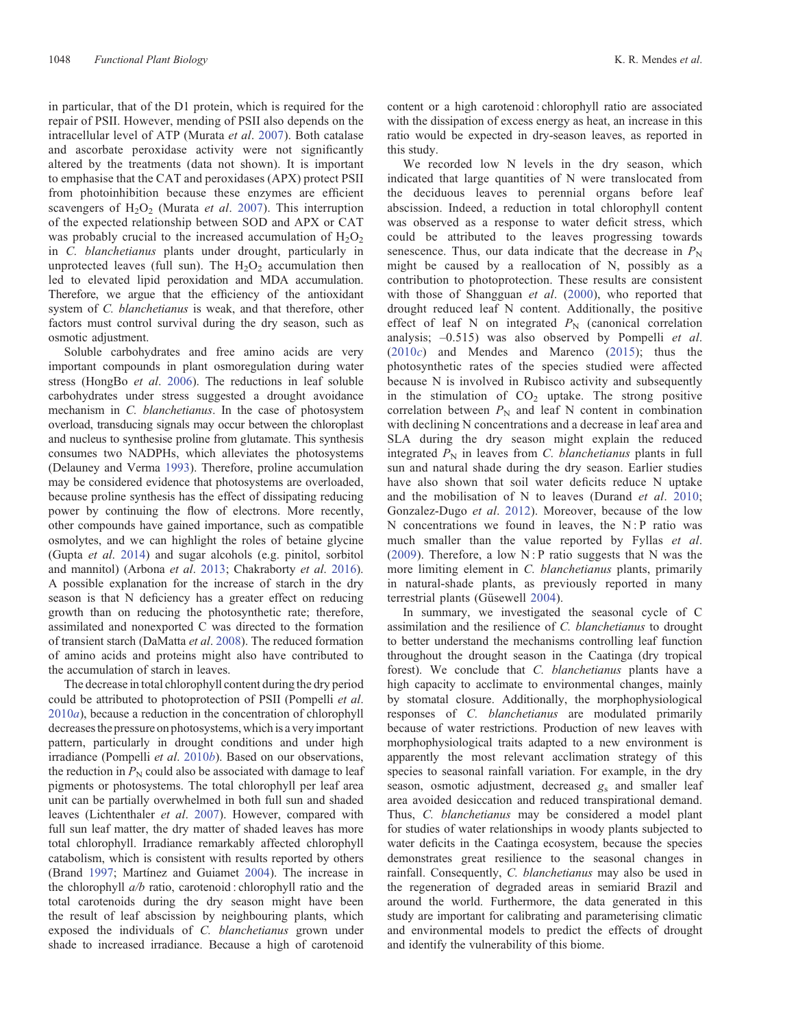in particular, that of the D1 protein, which is required for the repair of PSII. However, mending of PSII also depends on the intracellular level of ATP (Murata *et al*. 2007). Both catalase and ascorbate peroxidase activity were not significantly altered by the treatments (data not shown). It is important to emphasise that the CAT and peroxidases (APX) protect PSII from photoinhibition because these enzymes are efficient scavengers of $H_2O_2$ (Murata *et al*. 2007). This interruption of the expected relationship between SOD and APX or CAT was probably crucial to the increased accumulation of $H_2O_2$ in *C. blanchetianus* plants under drought, particularly in unprotected leaves (full sun). The $H_2O_2$ accumulation then led to elevated lipid peroxidation and MDA accumulation. Therefore, we argue that the efficiency of the antioxidant system of *C. blanchetianus* is weak, and that therefore, other factors must control survival during the dry season, such as osmotic adjustment.

Soluble carbohydrates and free amino acids are very important compounds in plant osmoregulation during water stress (HongBo *et al*. 2006). The reductions in leaf soluble carbohydrates under stress suggested a drought avoidance mechanism in *C. blanchetianus*. In the case of photosystem overload, transducing signals may occur between the chloroplast and nucleus to synthesise proline from glutamate. This synthesis consumes two NADPHs, which alleviates the photosystems (Delauney and Verma 1993). Therefore, proline accumulation may be considered evidence that photosystems are overloaded, because proline synthesis has the effect of dissipating reducing power by continuing the flow of electrons. More recently, other compounds have gained importance, such as compatible osmolytes, and we can highlight the roles of betaine glycine (Gupta *et al*. 2014) and sugar alcohols (e.g. pinitol, sorbitol and mannitol) (Arbona *et al*. 2013; Chakraborty *et al*. 2016). A possible explanation for the increase of starch in the dry season is that N deficiency has a greater effect on reducing growth than on reducing the photosynthetic rate; therefore, assimilated and nonexported C was directed to the formation of transient starch (DaMatta *et al*. 2008). The reduced formation of amino acids and proteins might also have contributed to the accumulation of starch in leaves.

The decrease in total chlorophyll content during the dry period could be attributed to photoprotection of PSII (Pompelli *et al*. 2010*a*), because a reduction in the concentration of chlorophyll decreases the pressure on photosystems, which is a very important pattern, particularly in drought conditions and under high irradiance (Pompelli *et al*. 2010*b*). Based on our observations, the reduction in $P_N$ could also be associated with damage to leaf pigments or photosystems. The total chlorophyll per leaf area unit can be partially overwhelmed in both full sun and shaded leaves (Lichtenthaler *et al*. 2007). However, compared with full sun leaf matter, the dry matter of shaded leaves has more total chlorophyll. Irradiance remarkably affected chlorophyll catabolism, which is consistent with results reported by others (Brand 1997; Martínez and Guiamet 2004). The increase in the chlorophyll *a/b* ratio, carotenoid : chlorophyll ratio and the total carotenoids during the dry season might have been the result of leaf abscission by neighbouring plants, which exposed the individuals of *C. blanchetianus* grown under shade to increased irradiance. Because a high of carotenoid content or a high carotenoid : chlorophyll ratio are associated with the dissipation of excess energy as heat, an increase in this ratio would be expected in dry-season leaves, as reported in this study.

We recorded low N levels in the dry season, which indicated that large quantities of N were translocated from the deciduous leaves to perennial organs before leaf abscission. Indeed, a reduction in total chlorophyll content was observed as a response to water deficit stress, which could be attributed to the leaves progressing towards senescence. Thus, our data indicate that the decrease in $P_N$ might be caused by a reallocation of N, possibly as a contribution to photoprotection. These results are consistent with those of Shangguan *et al*. (2000), who reported that drought reduced leaf N content. Additionally, the positive effect of leaf N on integrated $P_N$ (canonical correlation analysis; –0.515) was also observed by Pompelli *et al*. (2010*c*) and Mendes and Marenco (2015); thus the photosynthetic rates of the species studied were affected because N is involved in Rubisco activity and subsequently in the stimulation of $CO_2$ uptake. The strong positive correlation between $P_N$ and leaf N content in combination with declining N concentrations and a decrease in leaf area and SLA during the dry season might explain the reduced integrated $P_N$ in leaves from *C. blanchetianus* plants in full sun and natural shade during the dry season. Earlier studies have also shown that soil water deficits reduce N uptake and the mobilisation of N to leaves (Durand *et al*. 2010; Gonzalez-Dugo *et al*. 2012). Moreover, because of the low N concentrations we found in leaves, the N : P ratio was much smaller than the value reported by Fyllas *et al*. (2009). Therefore, a low N : P ratio suggests that N was the more limiting element in *C. blanchetianus* plants, primarily in natural-shade plants, as previously reported in many terrestrial plants (Güsewell 2004).

In summary, we investigated the seasonal cycle of C assimilation and the resilience of *C. blanchetianus* to drought to better understand the mechanisms controlling leaf function throughout the drought season in the Caatinga (dry tropical forest). We conclude that *C. blanchetianus* plants have a high capacity to acclimate to environmental changes, mainly by stomatal closure. Additionally, the morphophysiological responses of *C. blanchetianus* are modulated primarily because of water restrictions. Production of new leaves with morphophysiological traits adapted to a new environment is apparently the most relevant acclimation strategy of this species to seasonal rainfall variation. For example, in the dry season, osmotic adjustment, decreased $g_s$ and smaller leaf area avoided desiccation and reduced transpirational demand. Thus, *C. blanchetianus* may be considered a model plant for studies of water relationships in woody plants subjected to water deficits in the Caatinga ecosystem, because the species demonstrates great resilience to the seasonal changes in rainfall. Consequently, *C. blanchetianus* may also be used in the regeneration of degraded areas in semiarid Brazil and around the world. Furthermore, the data generated in this study are important for calibrating and parameterising climatic and environmental models to predict the effects of drought and identify the vulnerability of this biome.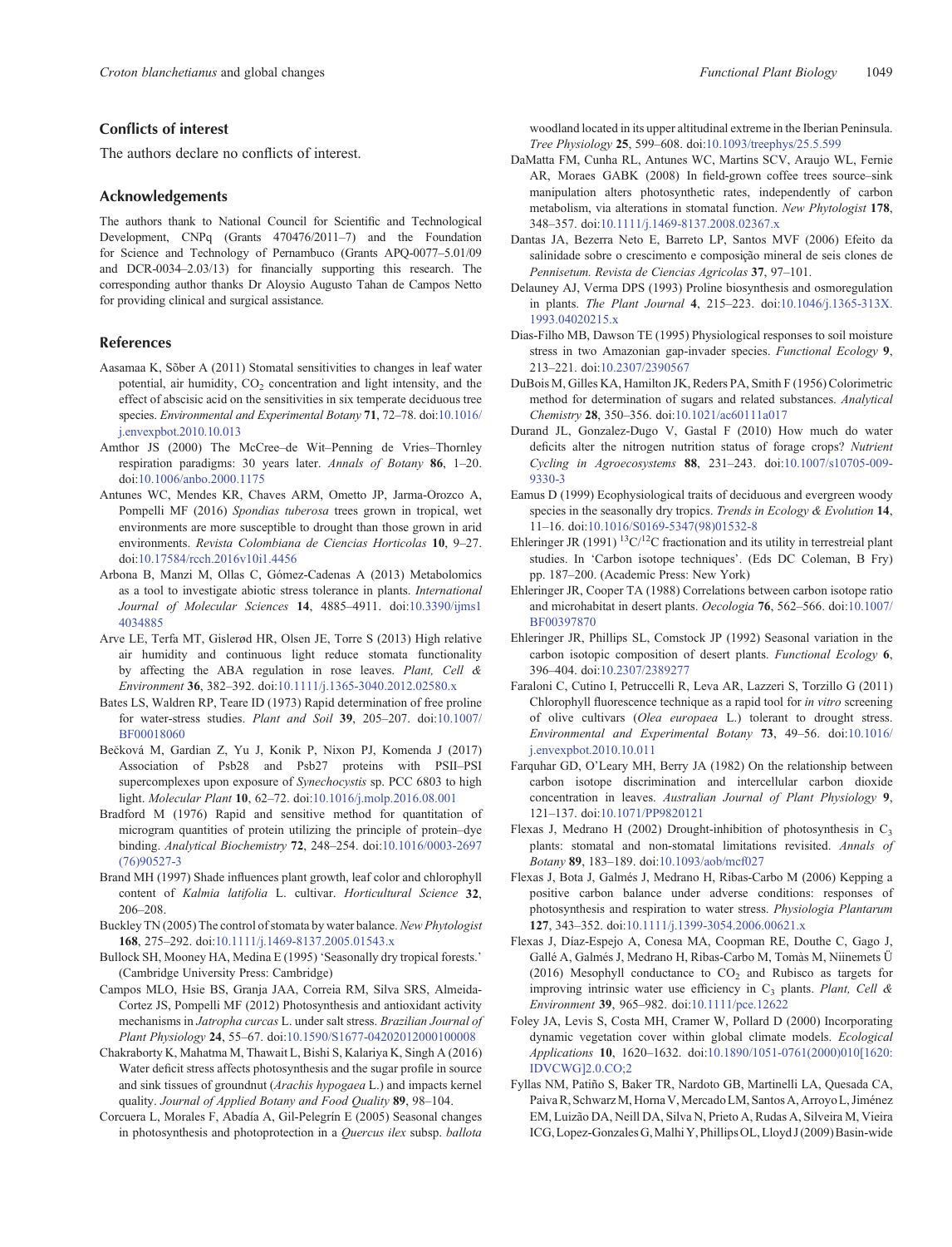## Conflicts of interest

The authors declare no conflicts of interest.

## Acknowledgements

The authors thank to National Council for Scientific and Technological Development, CNPq (Grants 470476/2011–7) and the Foundation for Science and Technology of Pernambuco (Grants APQ-0077–5.01/09 and DCR-0034–2.03/13) for financially supporting this research. The corresponding author thanks Dr Aloysio Augusto Tahan de Campos Netto for providing clinical and surgical assistance.

## References

Aasamaa K, Sõber A (2011) Stomatal sensitivities to changes in leaf water potential, air humidity, $CO_2$ concentration and light intensity, and the effect of abscisic acid on the sensitivities in six temperate deciduous tree species. *Environmental and Experimental Botany* **71**, 72–78. doi:10.1016/j.envexpbot.2010.10.013

Amthor JS (2000) The McCree–de Wit–Penning de Vries–Thornley respiration paradigms: 30 years later. *Annals of Botany* **86**, 1–20. doi:10.1006/anbo.2000.1175

Antunes WC, Mendes KR, Chaves ARM, Ometto JP, Jarma-Orozco A, Pompelli MF (2016) *Spondias tuberosa* trees grown in tropical, wet environments are more susceptible to drought than those grown in arid environments. *Revista Colombiana de Ciencias Horticolas* **10**, 9–27. doi:10.17584/rcch.2016v10i1.4456

Arbona B, Manzi M, Ollas C, Gómez-Cadenas A (2013) Metabolomics as a tool to investigate abiotic stress tolerance in plants. *International Journal of Molecular Sciences* **14**, 4885–4911. doi:10.3390/ijms14034885

Arve LE, Terfa MT, Gislerød HR, Olsen JE, Torre S (2013) High relative air humidity and continuous light reduce stomata functionality by affecting the ABA regulation in rose leaves. *Plant, Cell & Environment* **36**, 382–392. doi:10.1111/j.1365-3040.2012.02580.x

Bates LS, Waldren RP, Teare ID (1973) Rapid determination of free proline for water-stress studies. *Plant and Soil* **39**, 205–207. doi:10.1007/BF00018060

Bečková M, Gardian Z, Yu J, Konik P, Nixon PJ, Komenda J (2017) Association of Psb28 and Psb27 proteins with PSII–PSI supercomplexes upon exposure of *Synechocystis* sp. PCC 6803 to high light. *Molecular Plant* **10**, 62–72. doi:10.1016/j.molp.2016.08.001

Bradford M (1976) Rapid and sensitive method for quantitation of microgram quantities of protein utilizing the principle of protein–dye binding. *Analytical Biochemistry* **72**, 248–254. doi:10.1016/0003-2697(76)90527-3

Brand MH (1997) Shade influences plant growth, leaf color and chlorophyll content of *Kalmia latifolia* L. cultivar. *Horticultural Science* **32**, 206–208.

Buckley TN (2005) The control of stomata by water balance. *New Phytologist* **168**, 275–292. doi:10.1111/j.1469-8137.2005.01543.x

Bullock SH, Mooney HA, Medina E (1995) 'Seasonally dry tropical forests.' (Cambridge University Press: Cambridge)

Campos MLO, Hsie BS, Granja JAA, Correia RM, Silva SRS, Almeida-Cortez JS, Pompelli MF (2012) Photosynthesis and antioxidant activity mechanisms in *Jatropha curcas* L. under salt stress. *Brazilian Journal of Plant Physiology* **24**, 55–67. doi:10.1590/S1677-04202012000100008

Chakraborty K, Mahatma M, Thawait L, Bishi S, Kalariya K, Singh A (2016) Water deficit stress affects photosynthesis and the sugar profile in source and sink tissues of groundnut (*Arachis hypogaea* L.) and impacts kernel quality. *Journal of Applied Botany and Food Quality* **89**, 98–104.

Corcuera L, Morales F, Abadía A, Gil-Pelegrín E (2005) Seasonal changes in photosynthesis and photoprotection in a *Quercus ilex* subsp. *ballota* woodland located in its upper altitudinal extreme in the Iberian Peninsula. *Tree Physiology* **25**, 599–608. doi:10.1093/treephys/25.5.599

DaMatta FM, Cunha RL, Antunes WC, Martins SCV, Araujo WL, Fernie AR, Moraes GABK (2008) In field-grown coffee trees source–sink manipulation alters photosynthetic rates, independently of carbon metabolism, via alterations in stomatal function. *New Phytologist* **178**, 348–357. doi:10.1111/j.1469-8137.2008.02367.x

Dantas JA, Bezerra Neto E, Barreto LP, Santos MVF (2006) Efeito da salinidade sobre o crescimento e composição mineral de seis clones de *Pennisetum*. *Revista de Ciencias Agricolas* **37**, 97–101.

Delauney AJ, Verma DPS (1993) Proline biosynthesis and osmoregulation in plants. *The Plant Journal* **4**, 215–223. doi:10.1046/j.1365-313X.1993.04020215.x

Dias-Filho MB, Dawson TE (1995) Physiological responses to soil moisture stress in two Amazonian gap-invader species. *Functional Ecology* **9**, 213–221. doi:10.2307/2390567

DuBois M, Gilles KA, Hamilton JK, Reders PA, Smith F (1956) Colorimetric method for determination of sugars and related substances. *Analytical Chemistry* **28**, 350–356. doi:10.1021/ac60111a017

Durand JL, Gonzalez-Dugo V, Gastal F (2010) How much do water deficits alter the nitrogen nutrition status of forage crops? *Nutrient Cycling in Agroecosystems* **88**, 231–243. doi:10.1007/s10705-009-9330-3

Eamus D (1999) Ecophysiological traits of deciduous and evergreen woody species in the seasonally dry tropics. *Trends in Ecology & Evolution* **14**, 11–16. doi:10.1016/S0169-5347(98)01532-8

Ehleringer JR (1991) $^{13}C/^{12}C$ fractionation and its utility in terrestreial plant studies. In 'Carbon isotope techniques'. (Eds DC Coleman, B Fry) pp. 187–200. (Academic Press: New York)

Ehleringer JR, Cooper TA (1988) Correlations between carbon isotope ratio and microhabitat in desert plants. *Oecologia* **76**, 562–566. doi:10.1007/BF00397870

Ehleringer JR, Phillips SL, Comstock JP (1992) Seasonal variation in the carbon isotopic composition of desert plants. *Functional Ecology* **6**, 396–404. doi:10.2307/2389277

Faraloni C, Cutino I, Petruccelli R, Leva AR, Lazzeri S, Torzillo G (2011) Chlorophyll fluorescence technique as a rapid tool for *in vitro* screening of olive cultivars (*Olea europaea* L.) tolerant to drought stress. *Environmental and Experimental Botany* **73**, 49–56. doi:10.1016/j.envexpbot.2010.10.011

Farquhar GD, O'Leary MH, Berry JA (1982) On the relationship between carbon isotope discrimination and intercellular carbon dioxide concentration in leaves. *Australian Journal of Plant Physiology* **9**, 121–137. doi:10.1071/PP9820121

Flexas J, Medrano H (2002) Drought-inhibition of photosynthesis in $C_3$ plants: stomatal and non-stomatal limitations revisited. *Annals of Botany* **89**, 183–189. doi:10.1093/aob/mcf027

Flexas J, Bota J, Galmés J, Medrano H, Ribas-Carbo M (2006) Kepping a positive carbon balance under adverse conditions: responses of photosynthesis and respiration to water stress. *Physiologia Plantarum* **127**, 343–352. doi:10.1111/j.1399-3054.2006.00621.x

Flexas J, Díaz-Espejo A, Conesa MA, Coopman RE, Douthe C, Gago J, Gallé A, Galmés J, Medrano H, Ribas-Carbo M, Tomàs M, Niinemets Ü (2016) Mesophyll conductance to $CO_2$ and Rubisco as targets for improving intrinsic water use efficiency in $C_3$ plants. *Plant, Cell & Environment* **39**, 965–982. doi:10.1111/pce.12622

Foley JA, Levis S, Costa MH, Cramer W, Pollard D (2000) Incorporating dynamic vegetation cover within global climate models. *Ecological Applications* **10**, 1620–1632. doi:10.1890/1051-0761(2000)010[1620:IDVCWG]2.0.CO;2

Fyllas NM, Patiño S, Baker TR, Nardoto GB, Martinelli LA, Quesada CA, Paiva R, Schwarz M, Horna V, Mercado LM, Santos A, Arroyo L, Jiménez EM, Luizão DA, Neill DA, Silva N, Prieto A, Rudas A, Silveira M, Vieira ICG, Lopez-Gonzales G, Malhi Y, Phillips OL, Lloyd J (2009) Basin-wide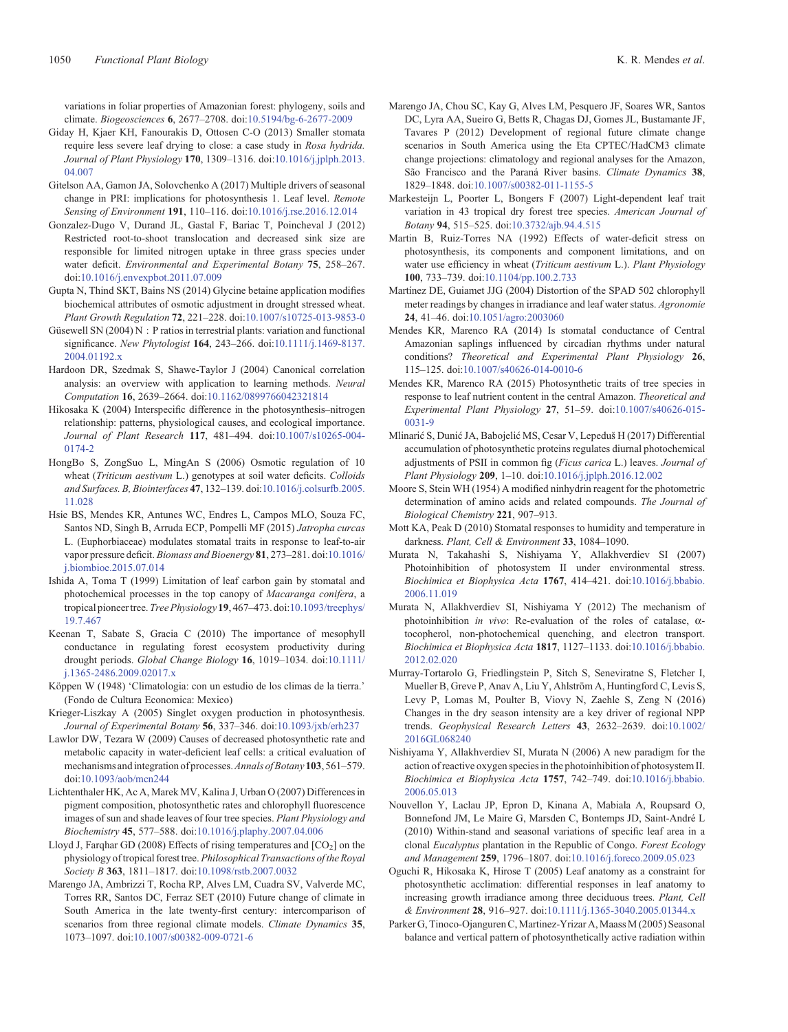variations in foliar properties of Amazonian forest: phylogeny, soils and climate. *Biogeosciences* **6**, 2677–2708. doi:10.5194/bg-6-2677-2009

Giday H, Kjaer KH, Fanourakis D, Ottosen C-O (2013) Smaller stomata require less severe leaf drying to close: a case study in *Rosa hydrida*. *Journal of Plant Physiology* **170**, 1309–1316. doi:10.1016/j.jplph.2013.04.007

Gitelson AA, Gamon JA, Solovchenko A (2017) Multiple drivers of seasonal change in PRI: implications for photosynthesis 1. Leaf level. *Remote Sensing of Environment* **191**, 110–116. doi:10.1016/j.rse.2016.12.014

Gonzalez-Dugo V, Durand JL, Gastal F, Bariac T, Poincheval J (2012) Restricted root-to-shoot translocation and decreased sink size are responsible for limited nitrogen uptake in three grass species under water deficit. *Environmental and Experimental Botany* **75**, 258–267. doi:10.1016/j.envexpbot.2011.07.009

Gupta N, Thind SKT, Bains NS (2014) Glycine betaine application modifies biochemical attributes of osmotic adjustment in drought stressed wheat. *Plant Growth Regulation* **72**, 221–228. doi:10.1007/s10725-013-9853-0

Güsewell SN (2004) N : P ratios in terrestrial plants: variation and functional significance. *New Phytologist* **164**, 243–266. doi:10.1111/j.1469-8137.2004.01192.x

Hardoon DR, Szedmak S, Shawe-Taylor J (2004) Canonical correlation analysis: an overview with application to learning methods. *Neural Computation* **16**, 2639–2664. doi:10.1162/0899766042321814

Hikosaka K (2004) Interspecific difference in the photosynthesis–nitrogen relationship: patterns, physiological causes, and ecological importance. *Journal of Plant Research* **117**, 481–494. doi:10.1007/s10265-004-0174-2

HongBo S, ZongSuo L, MingAn S (2006) Osmotic regulation of 10 wheat (*Triticum aestivum* L.) genotypes at soil water deficits. *Colloids and Surfaces. B, Biointerfaces* **47**, 132–139. doi:10.1016/j.colsurfb.2005.11.028

Hsie BS, Mendes KR, Antunes WC, Endres L, Campos MLO, Souza FC, Santos ND, Singh B, Arruda ECP, Pompelli MF (2015) *Jatropha curcas* L. (Euphorbiaceae) modulates stomatal traits in response to leaf-to-air vapor pressure deficit. *Biomass and Bioenergy* **81**, 273–281. doi:10.1016/j.biombioe.2015.07.014

Ishida A, Toma T (1999) Limitation of leaf carbon gain by stomatal and photochemical processes in the top canopy of *Macaranga conifera*, a tropical pioneer tree. *Tree Physiology* **19**, 467–473. doi:10.1093/treephys/19.7.467

Keenan T, Sabate S, Gracia C (2010) The importance of mesophyll conductance in regulating forest ecosystem productivity during drought periods. *Global Change Biology* **16**, 1019–1034. doi:10.1111/j.1365-2486.2009.02017.x

Köppen W (1948) 'Climatologia: con un estudio de los climas de la tierra.' (Fondo de Cultura Economica: Mexico)

Krieger-Liszkay A (2005) Singlet oxygen production in photosynthesis. *Journal of Experimental Botany* **56**, 337–346. doi:10.1093/jxb/erh237

Lawlor DW, Tezara W (2009) Causes of decreased photosynthetic rate and metabolic capacity in water-deficient leaf cells: a critical evaluation of mechanisms and integration of processes. *Annals of Botany* **103**, 561–579. doi:10.1093/aob/mcn244

Lichtenthaler HK, Ac A, Marek MV, Kalina J, Urban O (2007) Differences in pigment composition, photosynthetic rates and chlorophyll fluorescence images of sun and shade leaves of four tree species. *Plant Physiology and Biochemistry* **45**, 577–588. doi:10.1016/j.plaphy.2007.04.006

Lloyd J, Farqhar GD (2008) Effects of rising temperatures and [$CO_2$] on the physiology of tropical forest tree. *Philosophical Transactions of the Royal Society B* **363**, 1811–1817. doi:10.1098/rstb.2007.0032

Marengo JA, Ambrizzi T, Rocha RP, Alves LM, Cuadra SV, Valverde MC, Torres RR, Santos DC, Ferraz SET (2010) Future change of climate in South America in the late twenty-first century: intercomparison of scenarios from three regional climate models. *Climate Dynamics* **35**, 1073–1097. doi:10.1007/s00382-009-0721-6

Marengo JA, Chou SC, Kay G, Alves LM, Pesquero JF, Soares WR, Santos DC, Lyra AA, Sueiro G, Betts R, Chagas DJ, Gomes JL, Bustamante JF, Tavares P (2012) Development of regional future climate change scenarios in South America using the Eta CPTEC/HadCM3 climate change projections: climatology and regional analyses for the Amazon, São Francisco and the Paraná River basins. *Climate Dynamics* **38**, 1829–1848. doi:10.1007/s00382-011-1155-5

Markesteijn L, Poorter L, Bongers F (2007) Light-dependent leaf trait variation in 43 tropical dry forest tree species. *American Journal of Botany* **94**, 515–525. doi:10.3732/ajb.94.4.515

Martin B, Ruiz-Torres NA (1992) Effects of water-deficit stress on photosynthesis, its components and component limitations, and on water use efficiency in wheat (*Triticum aestivum* L.). *Plant Physiology* **100**, 733–739. doi:10.1104/pp.100.2.733

Martínez DE, Guiamet JJG (2004) Distortion of the SPAD 502 chlorophyll meter readings by changes in irradiance and leaf water status. *Agronomie* **24**, 41–46. doi:10.1051/agro:2003060

Mendes KR, Marenco RA (2014) Is stomatal conductance of Central Amazonian saplings influenced by circadian rhythms under natural conditions? *Theoretical and Experimental Plant Physiology* **26**, 115–125. doi:10.1007/s40626-014-0010-6

Mendes KR, Marenco RA (2015) Photosynthetic traits of tree species in response to leaf nutrient content in the central Amazon. *Theoretical and Experimental Plant Physiology* **27**, 51–59. doi:10.1007/s40626-015-0031-9

Mlinarić S, Dunić JA, Babojelić MS, Cesar V, Lepeduš H (2017) Differential accumulation of photosynthetic proteins regulates diurnal photochemical adjustments of PSII in common fig (*Ficus carica* L.) leaves. *Journal of Plant Physiology* **209**, 1–10. doi:10.1016/j.jplph.2016.12.002

Moore S, Stein WH (1954) A modified ninhydrin reagent for the photometric determination of amino acids and related compounds. *The Journal of Biological Chemistry* **221**, 907–913.

Mott KA, Peak D (2010) Stomatal responses to humidity and temperature in darkness. *Plant, Cell & Environment* **33**, 1084–1090.

Murata N, Takahashi S, Nishiyama Y, Allakhverdiev SI (2007) Photoinhibition of photosystem II under environmental stress. *Biochimica et Biophysica Acta* **1767**, 414–421. doi:10.1016/j.bbabio.2006.11.019

Murata N, Allakhverdiev SI, Nishiyama Y (2012) The mechanism of photoinhibition *in vivo*: Re-evaluation of the roles of catalase, α-tocopherol, non-photochemical quenching, and electron transport. *Biochimica et Biophysica Acta* **1817**, 1127–1133. doi:10.1016/j.bbabio.2012.02.020

Murray-Tortarolo G, Friedlingstein P, Sitch S, Seneviratne S, Fletcher I, Mueller B, Greve P, Anav A, Liu Y, Ahlström A, Huntingford C, Levis S, Levy P, Lomas M, Poulter B, Viovy N, Zaehle S, Zeng N (2016) Changes in the dry season intensity are a key driver of regional NPP trends. *Geophysical Research Letters* **43**, 2632–2639. doi:10.1002/2016GL068240

Nishiyama Y, Allakhverdiev SI, Murata N (2006) A new paradigm for the action of reactive oxygen species in the photoinhibition of photosystem II. *Biochimica et Biophysica Acta* **1757**, 742–749. doi:10.1016/j.bbabio.2006.05.013

Nouvellon Y, Laclau JP, Epron D, Kinana A, Mabiala A, Roupsard O, Bonnefond JM, Le Maire G, Marsden C, Bontemps JD, Saint-André L (2010) Within-stand and seasonal variations of specific leaf area in a clonal *Eucalyptus* plantation in the Republic of Congo. *Forest Ecology and Management* **259**, 1796–1807. doi:10.1016/j.foreco.2009.05.023

Oguchi R, Hikosaka K, Hirose T (2005) Leaf anatomy as a constraint for photosynthetic acclimation: differential responses in leaf anatomy to increasing growth irradiance among three deciduous trees. *Plant, Cell & Environment* **28**, 916–927. doi:10.1111/j.1365-3040.2005.01344.x

Parker G, Tinoco-Ojanguren C, Martinez-Yrizar A, Maass M (2005) Seasonal balance and vertical pattern of photosynthetically active radiation within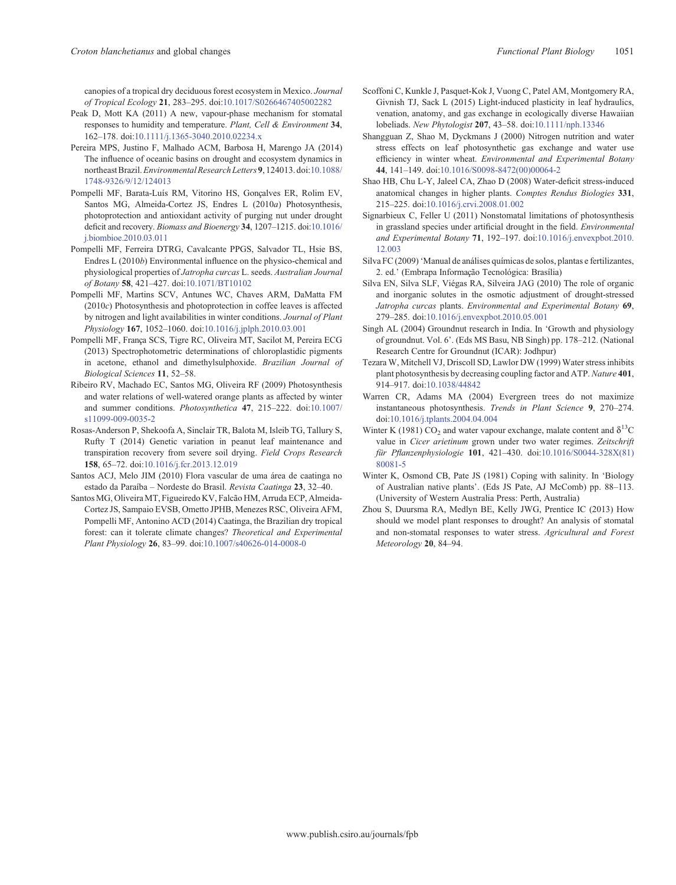canopies of a tropical dry deciduous forest ecosystem in Mexico. *Journal of Tropical Ecology* **21**, 283–295. doi:10.1017/S0266467405002282

Peak D, Mott KA (2011) A new, vapour-phase mechanism for stomatal responses to humidity and temperature. *Plant, Cell & Environment* **34**, 162–178. doi:10.1111/j.1365-3040.2010.02234.x

Pereira MPS, Justino F, Malhado ACM, Barbosa H, Marengo JA (2014) The influence of oceanic basins on drought and ecosystem dynamics in northeast Brazil. *Environmental Research Letters* **9**, 124013. doi:10.1088/1748-9326/9/12/124013

Pompelli MF, Barata-Luís RM, Vitorino HS, Gonçalves ER, Rolim EV, Santos MG, Almeida-Cortez JS, Endres L (2010*a*) Photosynthesis, photoprotection and antioxidant activity of purging nut under drought deficit and recovery. *Biomass and Bioenergy* **34**, 1207–1215. doi:10.1016/j.biombioe.2010.03.011

Pompelli MF, Ferreira DTRG, Cavalcante PPGS, Salvador TL, Hsie BS, Endres L (2010*b*) Environmental influence on the physico-chemical and physiological properties of *Jatropha curcas* L. seeds. *Australian Journal of Botany* **58**, 421–427. doi:10.1071/BT10102

Pompelli MF, Martins SCV, Antunes WC, Chaves ARM, DaMatta FM (2010*c*) Photosynthesis and photoprotection in coffee leaves is affected by nitrogen and light availabilities in winter conditions. *Journal of Plant Physiology* **167**, 1052–1060. doi:10.1016/j.jplph.2010.03.001

Pompelli MF, França SCS, Tigre RC, Oliveira MT, Sacilot M, Pereira ECG (2013) Spectrophotometric determinations of chloroplastidic pigments in acetone, ethanol and dimethylsulphoxide. *Brazilian Journal of Biological Sciences* **11**, 52–58.

Ribeiro RV, Machado EC, Santos MG, Oliveira RF (2009) Photosynthesis and water relations of well-watered orange plants as affected by winter and summer conditions. *Photosynthetica* **47**, 215–222. doi:10.1007/s11099-009-0035-2

Rosas-Anderson P, Shekoofa A, Sinclair TR, Balota M, Isleib TG, Tallury S, Rufty T (2014) Genetic variation in peanut leaf maintenance and transpiration recovery from severe soil drying. *Field Crops Research* **158**, 65–72. doi:10.1016/j.fcr.2013.12.019

Santos ACJ, Melo JIM (2010) Flora vascular de uma área de caatinga no estado da Paraíba – Nordeste do Brasil. *Revista Caatinga* **23**, 32–40.

Santos MG, Oliveira MT, Figueiredo KV, Falcão HM, Arruda ECP, Almeida-Cortez JS, Sampaio EVSB, Ometto JPHB, Menezes RSC, Oliveira AFM, Pompelli MF, Antonino ACD (2014) Caatinga, the Brazilian dry tropical forest: can it tolerate climate changes? *Theoretical and Experimental Plant Physiology* **26**, 83–99. doi:10.1007/s40626-014-0008-0

Scoffoni C, Kunkle J, Pasquet-Kok J, Vuong C, Patel AM, Montgomery RA, Givnish TJ, Sack L (2015) Light-induced plasticity in leaf hydraulics, venation, anatomy, and gas exchange in ecologically diverse Hawaiian lobeliads. *New Phytologist* **207**, 43–58. doi:10.1111/nph.13346

Shangguan Z, Shao M, Dyckmans J (2000) Nitrogen nutrition and water stress effects on leaf photosynthetic gas exchange and water use efficiency in winter wheat. *Environmental and Experimental Botany* **44**, 141–149. doi:10.1016/S0098-8472(00)00064-2

Shao HB, Chu L-Y, Jaleel CA, Zhao D (2008) Water-deficit stress-induced anatomical changes in higher plants. *Comptes Rendus Biologies* **331**, 215–225. doi:10.1016/j.crvi.2008.01.002

Signarbieux C, Feller U (2011) Nonstomatal limitations of photosynthesis in grassland species under artificial drought in the field. *Environmental and Experimental Botany* **71**, 192–197. doi:10.1016/j.envexpbot.2010.12.003

Silva FC (2009) 'Manual de análises químicas de solos, plantas e fertilizantes, 2. ed.' (Embrapa Informação Tecnológica: Brasília)

Silva EN, Silva SLF, Viégas RA, Silveira JAG (2010) The role of organic and inorganic solutes in the osmotic adjustment of drought-stressed *Jatropha curcas* plants. *Environmental and Experimental Botany* **69**, 279–285. doi:10.1016/j.envexpbot.2010.05.001

Singh AL (2004) Groundnut research in India. In 'Growth and physiology of groundnut. Vol. 6'. (Eds MS Basu, NB Singh) pp. 178–212. (National Research Centre for Groundnut (ICAR): Jodhpur)

Tezara W, Mitchell VJ, Driscoll SD, Lawlor DW (1999) Water stress inhibits plant photosynthesis by decreasing coupling factor and ATP. *Nature* **401**, 914–917. doi:10.1038/44842

Warren CR, Adams MA (2004) Evergreen trees do not maximize instantaneous photosynthesis. *Trends in Plant Science* **9**, 270–274. doi:10.1016/j.tplants.2004.04.004

Winter K (1981) $CO_2$ and water vapour exchange, malate content and $\delta^{13}C$ value in *Cicer arietinum* grown under two water regimes. *Zeitschrift für Pflanzenphysiologie* **101**, 421–430. doi:10.1016/S0044-328X(81)80081-5

Winter K, Osmond CB, Pate JS (1981) Coping with salinity. In 'Biology of Australian native plants'. (Eds JS Pate, AJ McComb) pp. 88–113. (University of Western Australia Press: Perth, Australia)

Zhou S, Duursma RA, Medlyn BE, Kelly JWG, Prentice IC (2013) How should we model plant responses to drought? An analysis of stomatal and non-stomatal responses to water stress. *Agricultural and Forest Meteorology* **20**, 84–94.